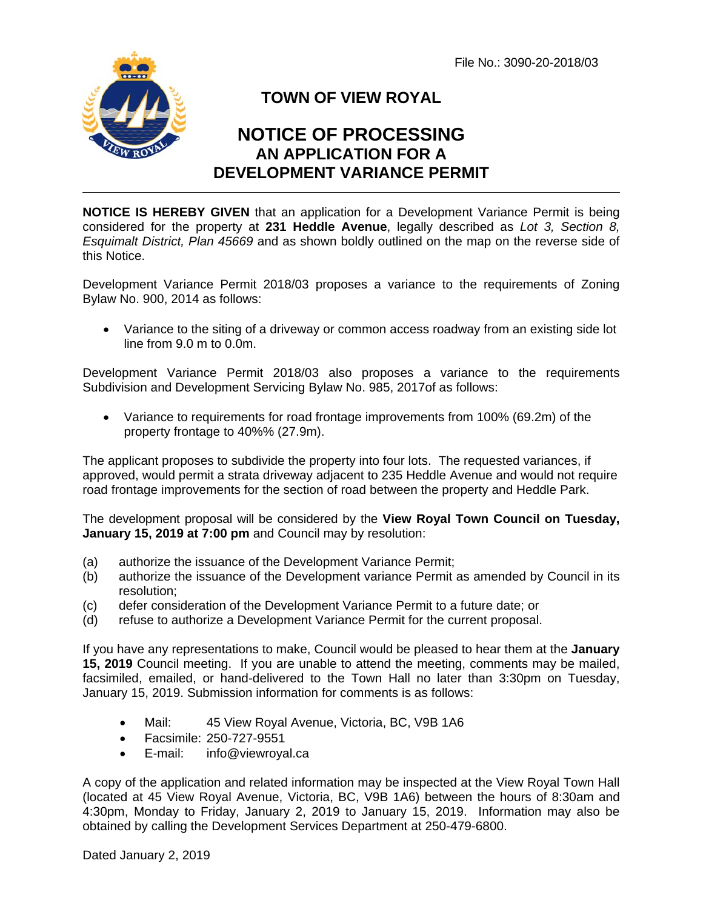File No.: 3090-20-2018/03

# TOWN OF VIEW ROYAL

# NOTICE OF PROCESSING
## AN APPLICATION FOR A DEVELOPMENT VARIANCE PERMIT

---

**NOTICE IS HEREBY GIVEN** that an application for a Development Variance Permit is being considered for the property at **231 Heddle Avenue**, legally described as *Lot 3, Section 8, Esquimalt District, Plan 45669* and as shown boldly outlined on the map on the reverse side of this Notice.

Development Variance Permit 2018/03 proposes a variance to the requirements of Zoning Bylaw No. 900, 2014 as follows:

- Variance to the siting of a driveway or common access roadway from an existing side lot line from 9.0 m to 0.0m.

Development Variance Permit 2018/03 also proposes a variance to the requirements Subdivision and Development Servicing Bylaw No. 985, 2017of as follows:

- Variance to requirements for road frontage improvements from 100% (69.2m) of the property frontage to 40%% (27.9m).

The applicant proposes to subdivide the property into four lots. The requested variances, if approved, would permit a strata driveway adjacent to 235 Heddle Avenue and would not require road frontage improvements for the section of road between the property and Heddle Park.

The development proposal will be considered by the **View Royal Town Council on Tuesday, January 15, 2019 at 7:00 pm** and Council may by resolution:

(a) authorize the issuance of the Development Variance Permit;
(b) authorize the issuance of the Development variance Permit as amended by Council in its resolution;
(c) defer consideration of the Development Variance Permit to a future date; or
(d) refuse to authorize a Development Variance Permit for the current proposal.

If you have any representations to make, Council would be pleased to hear them at the **January 15, 2019** Council meeting. If you are unable to attend the meeting, comments may be mailed, facsimiled, emailed, or hand-delivered to the Town Hall no later than 3:30pm on Tuesday, January 15, 2019. Submission information for comments is as follows:

- Mail: 45 View Royal Avenue, Victoria, BC, V9B 1A6
- Facsimile: 250-727-9551
- E-mail: info@viewroyal.ca

A copy of the application and related information may be inspected at the View Royal Town Hall (located at 45 View Royal Avenue, Victoria, BC, V9B 1A6) between the hours of 8:30am and 4:30pm, Monday to Friday, January 2, 2019 to January 15, 2019. Information may also be obtained by calling the Development Services Department at 250-479-6800.

Dated January 2, 2019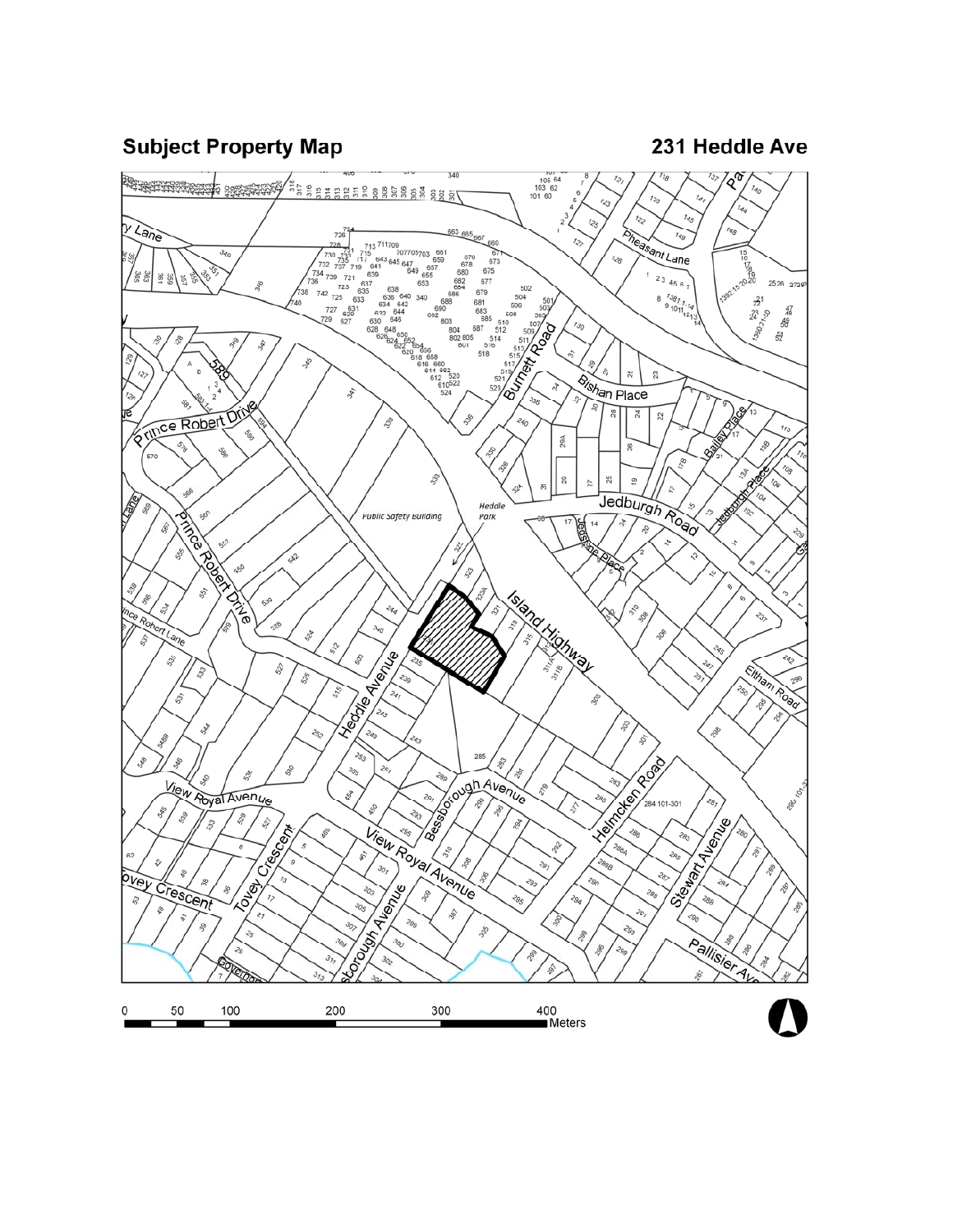**Subject Property Map**

**231 Heddle Ave**

0 50 100 200 300 400
Meters